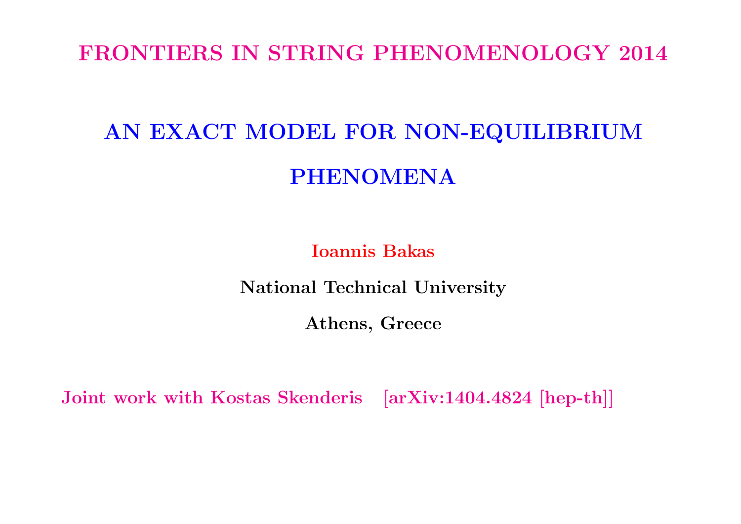FRONTIERS IN STRING PHENOMENOLOGY 2014

# AN EXACT MODEL FOR NON-EQUILIBRIUM PHENOMENA

**Ioannis Bakas**

**National Technical University**

**Athens, Greece**

**Joint work with Kostas Skenderis [arXiv:1404.4824 [hep-th]]**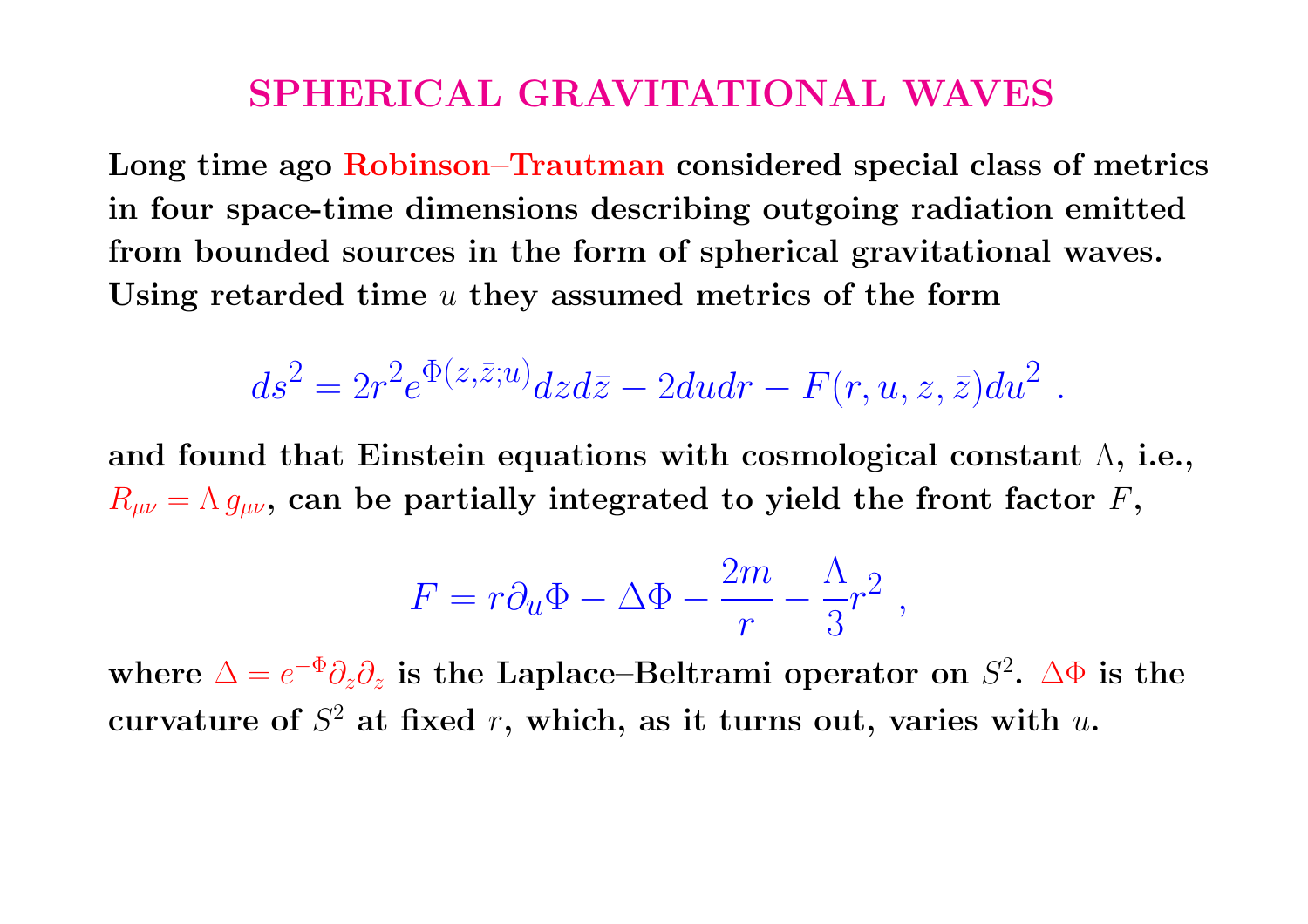# SPHERICAL GRAVITATIONAL WAVES

**Long time ago Robinson–Trautman considered special class of metrics in four space-time dimensions describing outgoing radiation emitted from bounded sources in the form of spherical gravitational waves. Using retarded time $u$ they assumed metrics of the form**

$$ds^2 = 2r^2 e^{\Phi(z,\bar{z};u)} dz d\bar{z} - 2du dr - F(r,u,z,\bar{z}) du^2 \ .$$

**and found that Einstein equations with cosmological constant $\Lambda$, i.e., $R_{\mu\nu} = \Lambda \, g_{\mu\nu}$, can be partially integrated to yield the front factor $F$,**

$$F = r\partial_u \Phi - \Delta\Phi - \frac{2m}{r} - \frac{\Lambda}{3} r^2 \ ,$$

**where $\Delta = e^{-\Phi}\partial_z \partial_{\bar{z}}$ is the Laplace–Beltrami operator on $S^2$. $\Delta\Phi$ is the curvature of $S^2$ at fixed $r$, which, as it turns out, varies with $u$.**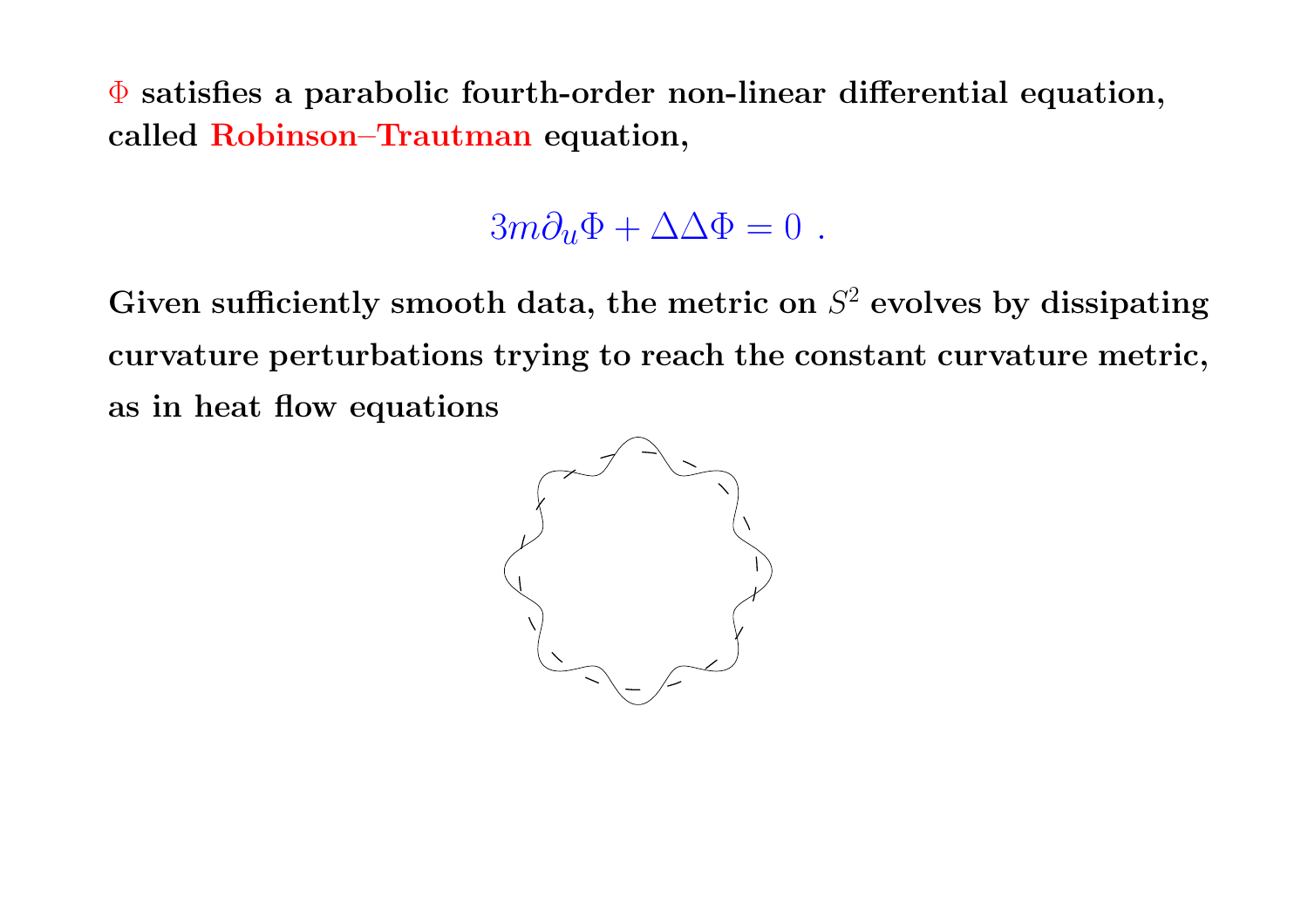**$\Phi$ satisfies a parabolic fourth-order non-linear differential equation, called Robinson–Trautman equation,**

$$3m\partial_u\Phi + \Delta\Delta\Phi = 0 \ .$$

**Given sufficiently smooth data, the metric on $S^2$ evolves by dissipating curvature perturbations trying to reach the constant curvature metric, as in heat flow equations**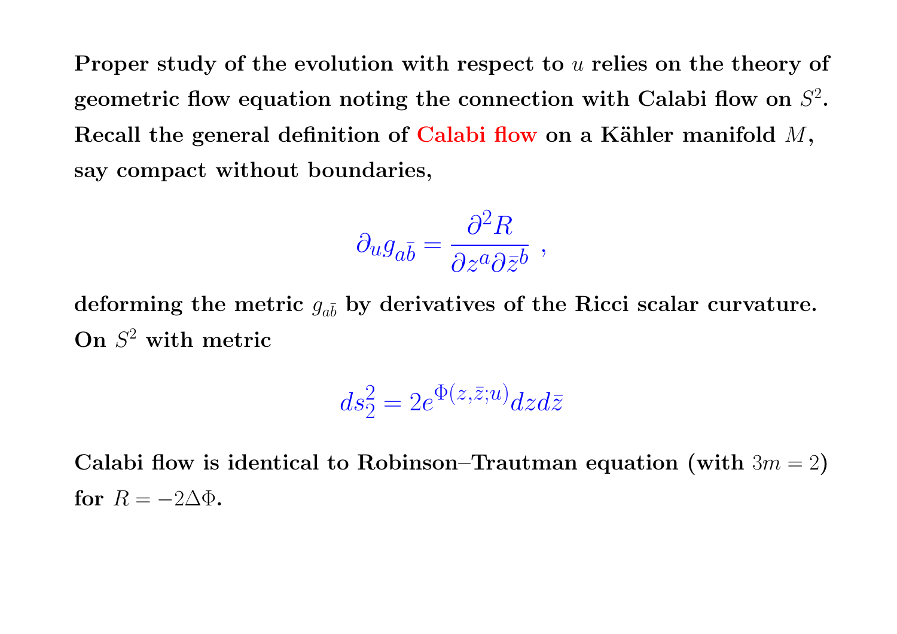**Proper study of the evolution with respect to $u$ relies on the theory of geometric flow equation noting the connection with Calabi flow on $S^2$. Recall the general definition of Calabi flow on a Kähler manifold $M$, say compact without boundaries,**

$$\partial_u g_{a\bar{b}} = \frac{\partial^2 R}{\partial z^a \partial \bar{z}^b} \ ,$$

**deforming the metric $g_{a\bar{b}}$ by derivatives of the Ricci scalar curvature. On $S^2$ with metric**

$$ds_2^2 = 2e^{\Phi(z,\bar{z};u)} dz d\bar{z}$$

**Calabi flow is identical to Robinson–Trautman equation (with $3m = 2$) for $R = -2\Delta\Phi$.**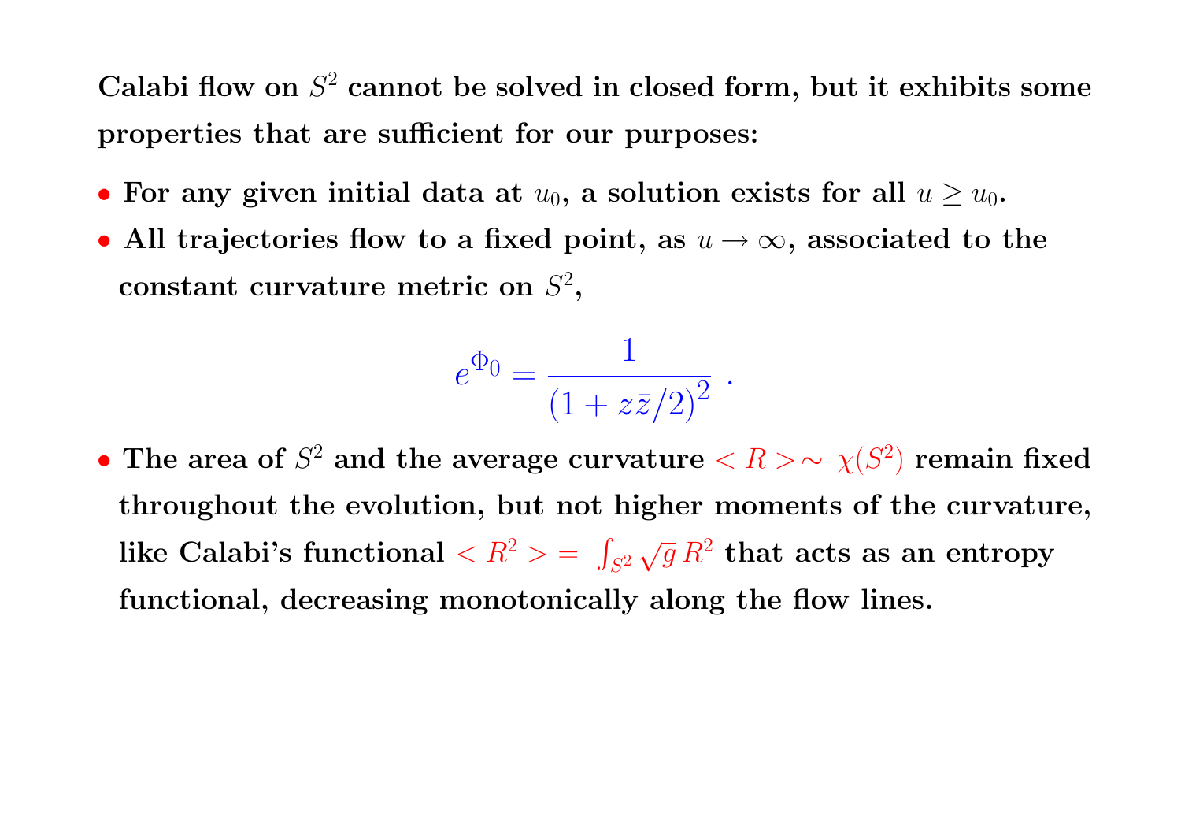**Calabi flow on $S^2$ cannot be solved in closed form, but it exhibits some properties that are sufficient for our purposes:**

- **For any given initial data at $u_0$, a solution exists for all $u \geq u_0$.**
- **All trajectories flow to a fixed point, as $u \to \infty$, associated to the constant curvature metric on $S^2$,**

$$e^{\Phi_0} = \frac{1}{(1 + z\bar{z}/2)^2} \ .$$

- **The area of $S^2$ and the average curvature $< R > \sim \chi(S^2)$ remain fixed throughout the evolution, but not higher moments of the curvature, like Calabi's functional $< R^2 > = \int_{S^2} \sqrt{g} \, R^2$ that acts as an entropy functional, decreasing monotonically along the flow lines.**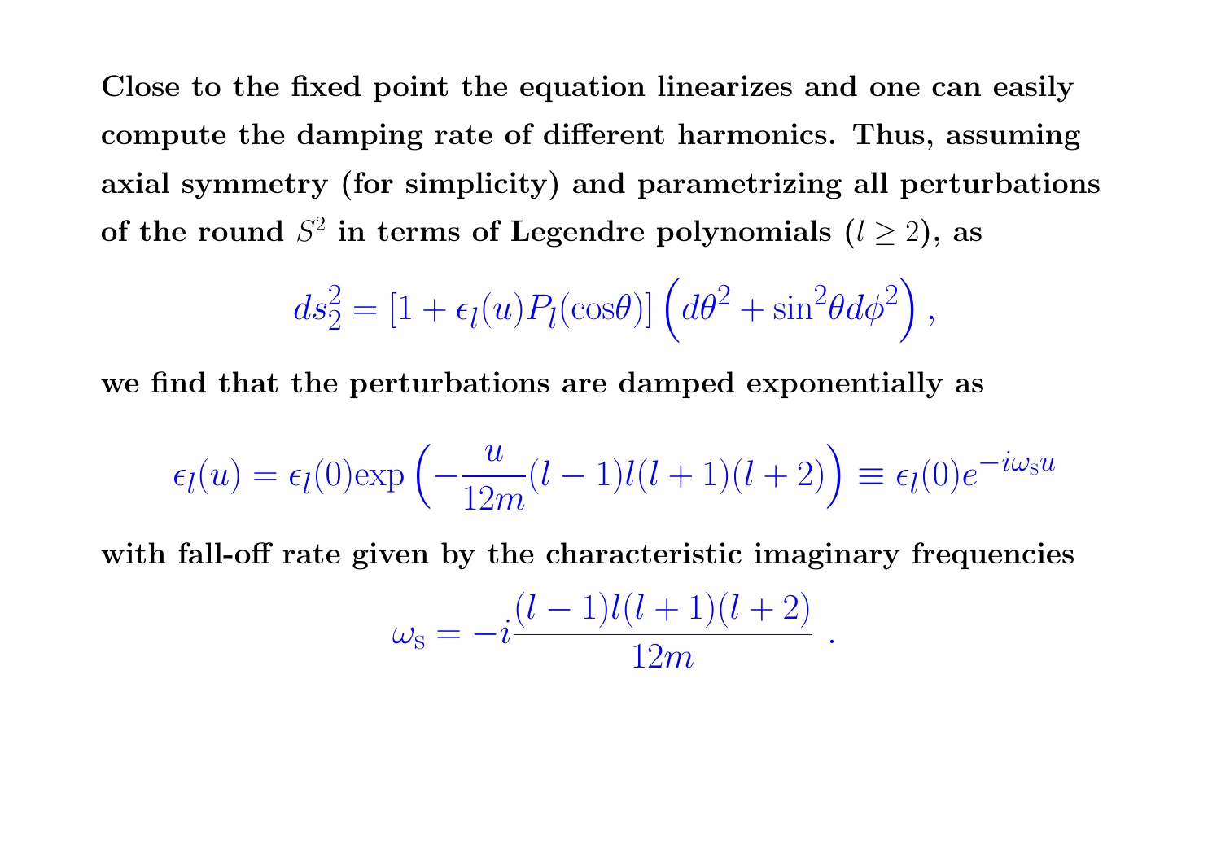**Close to the fixed point the equation linearizes and one can easily compute the damping rate of different harmonics. Thus, assuming axial symmetry (for simplicity) and parametrizing all perturbations of the round $S^2$ in terms of Legendre polynomials ($l \geq 2$), as**

$$ds_2^2 = [1 + \epsilon_l(u) P_l(\cos\theta)] \left( d\theta^2 + \sin^2\theta d\phi^2 \right),$$

**we find that the perturbations are damped exponentially as**

$$\epsilon_l(u) = \epsilon_l(0) \exp\left( -\frac{u}{12m}(l-1)l(l+1)(l+2) \right) \equiv \epsilon_l(0) e^{-i\omega_{\mathrm{s}} u}$$

**with fall-off rate given by the characteristic imaginary frequencies**

$$\omega_{\mathrm{s}} = -i \frac{(l-1)l(l+1)(l+2)}{12m} \ .$$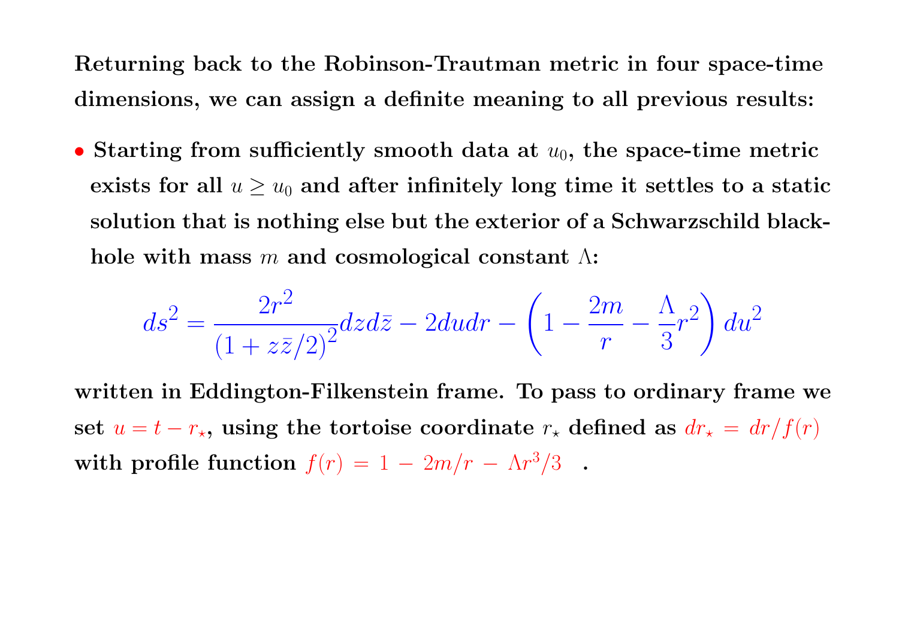**Returning back to the Robinson-Trautman metric in four space-time dimensions, we can assign a definite meaning to all previous results:**

- **Starting from sufficiently smooth data at $u_0$, the space-time metric exists for all $u \geq u_0$ and after infinitely long time it settles to a static solution that is nothing else but the exterior of a Schwarzschild black-hole with mass $m$ and cosmological constant $\Lambda$:**

$$ds^2 = \frac{2r^2}{(1 + z\bar{z}/2)^2} dz d\bar{z} - 2dudr - \left(1 - \frac{2m}{r} - \frac{\Lambda}{3}r^2\right) du^2$$

**written in Eddington-Filkenstein frame. To pass to ordinary frame we set $u = t - r_\star$, using the tortoise coordinate $r_\star$ defined as $dr_\star = dr/f(r)$ with profile function $f(r) = 1 - 2m/r - \Lambda r^3/3$ .**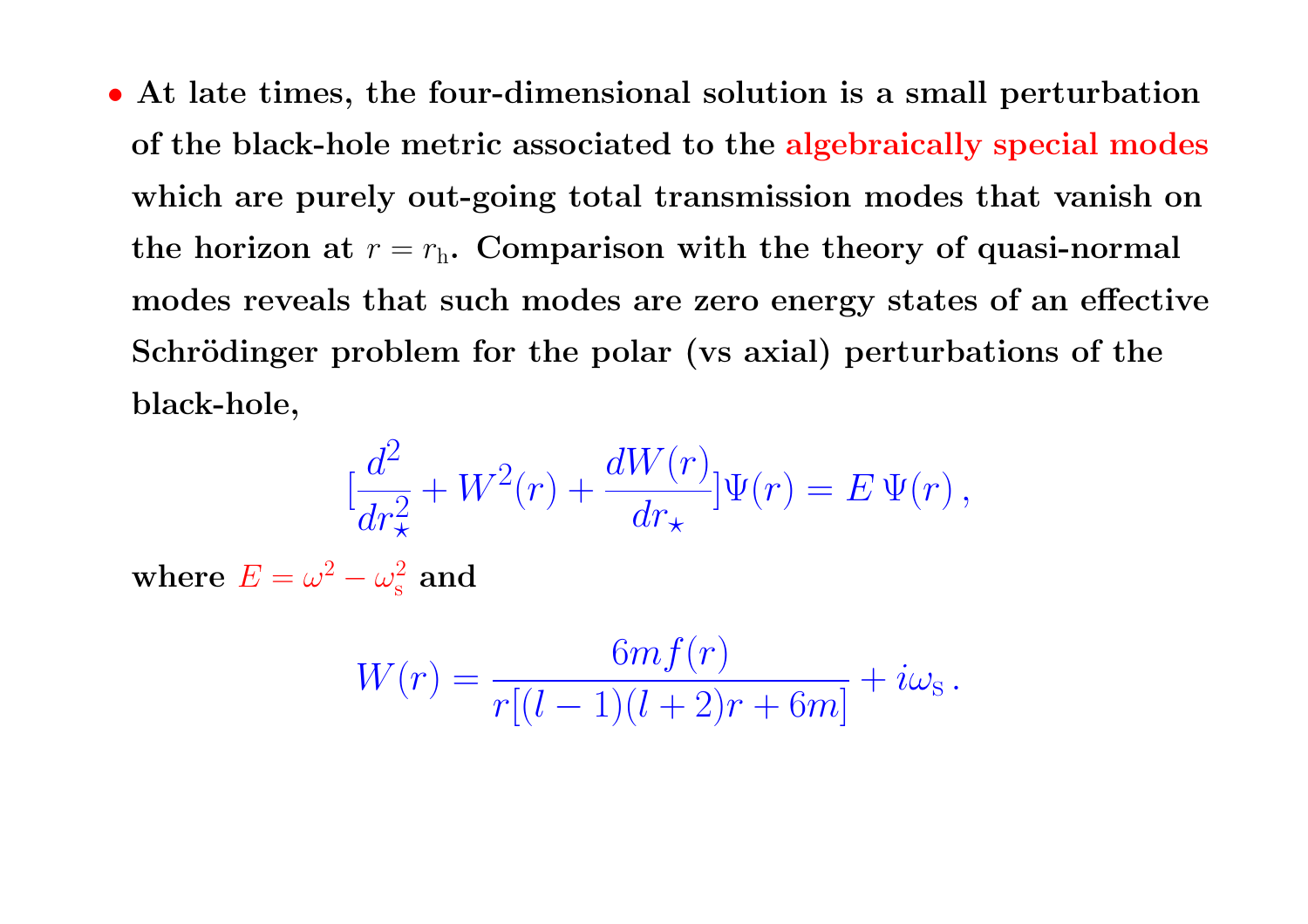- **At late times, the four-dimensional solution is a small perturbation of the black-hole metric associated to the algebraically special modes which are purely out-going total transmission modes that vanish on the horizon at $r = r_{\rm h}$. Comparison with the theory of quasi-normal modes reveals that such modes are zero energy states of an effective Schrödinger problem for the polar (vs axial) perturbations of the black-hole,**

$$[\frac{d^2}{dr_\star^2} + W^2(r) + \frac{dW(r)}{dr_\star}]\Psi(r) = E\,\Psi(r)\,,$$

**where** $E = \omega^2 - \omega_{\rm s}^2$ **and**

$$W(r) = \frac{6mf(r)}{r[(l-1)(l+2)r + 6m]} + i\omega_{\rm s}\,.$$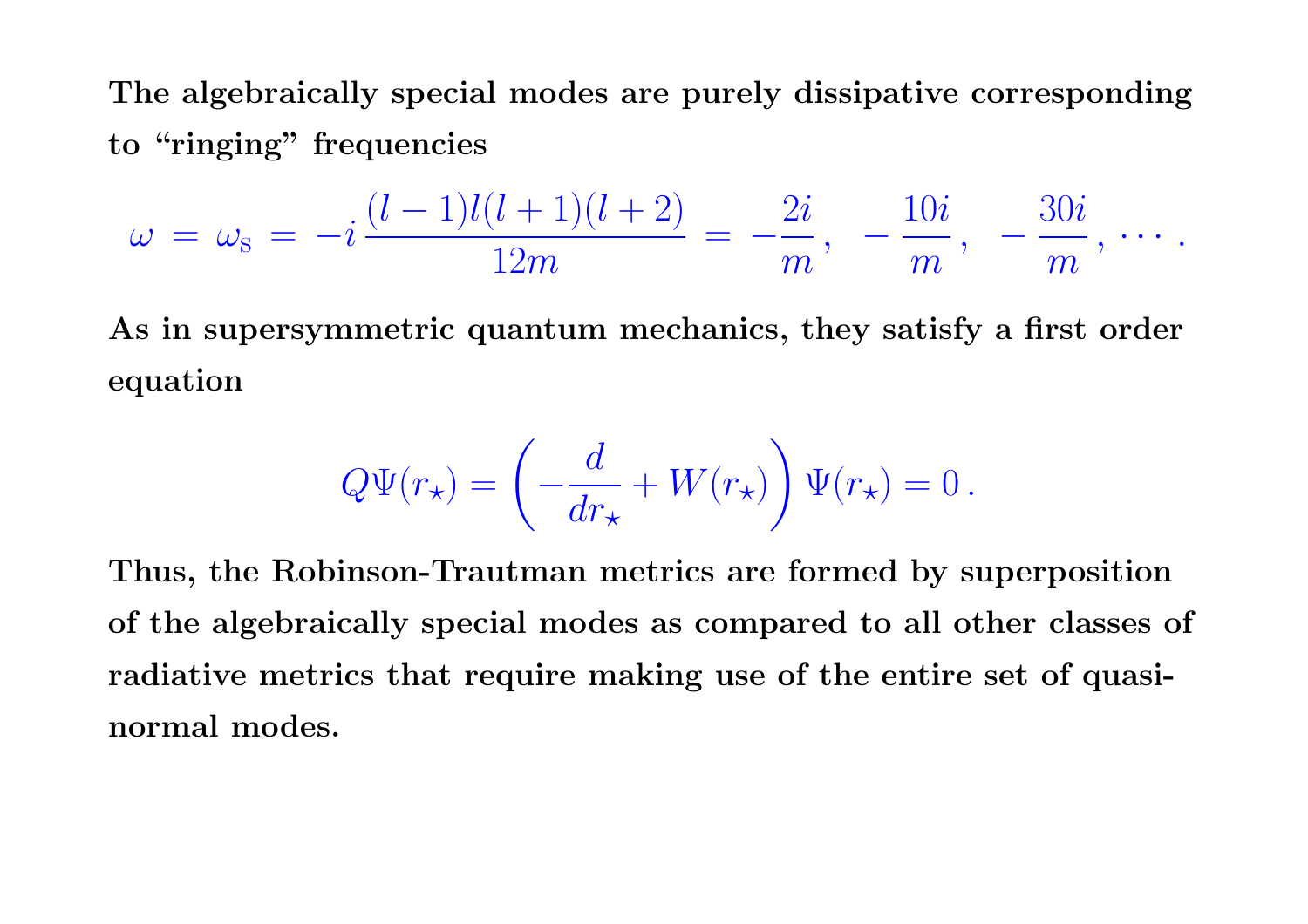**The algebraically special modes are purely dissipative corresponding to "ringing" frequencies**

$$\omega = \omega_{\rm S} = -i\,\frac{(l-1)l(l+1)(l+2)}{12m} = -\frac{2i}{m}\,, \;\; -\frac{10i}{m}\,, \;\; -\frac{30i}{m}\,, \cdots .$$

**As in supersymmetric quantum mechanics, they satisfy a first order equation**

$$Q\Psi(r_\star) = \left(-\frac{d}{dr_\star} + W(r_\star)\right)\Psi(r_\star) = 0\,.$$

**Thus, the Robinson-Trautman metrics are formed by superposition of the algebraically special modes as compared to all other classes of radiative metrics that require making use of the entire set of quasi-normal modes.**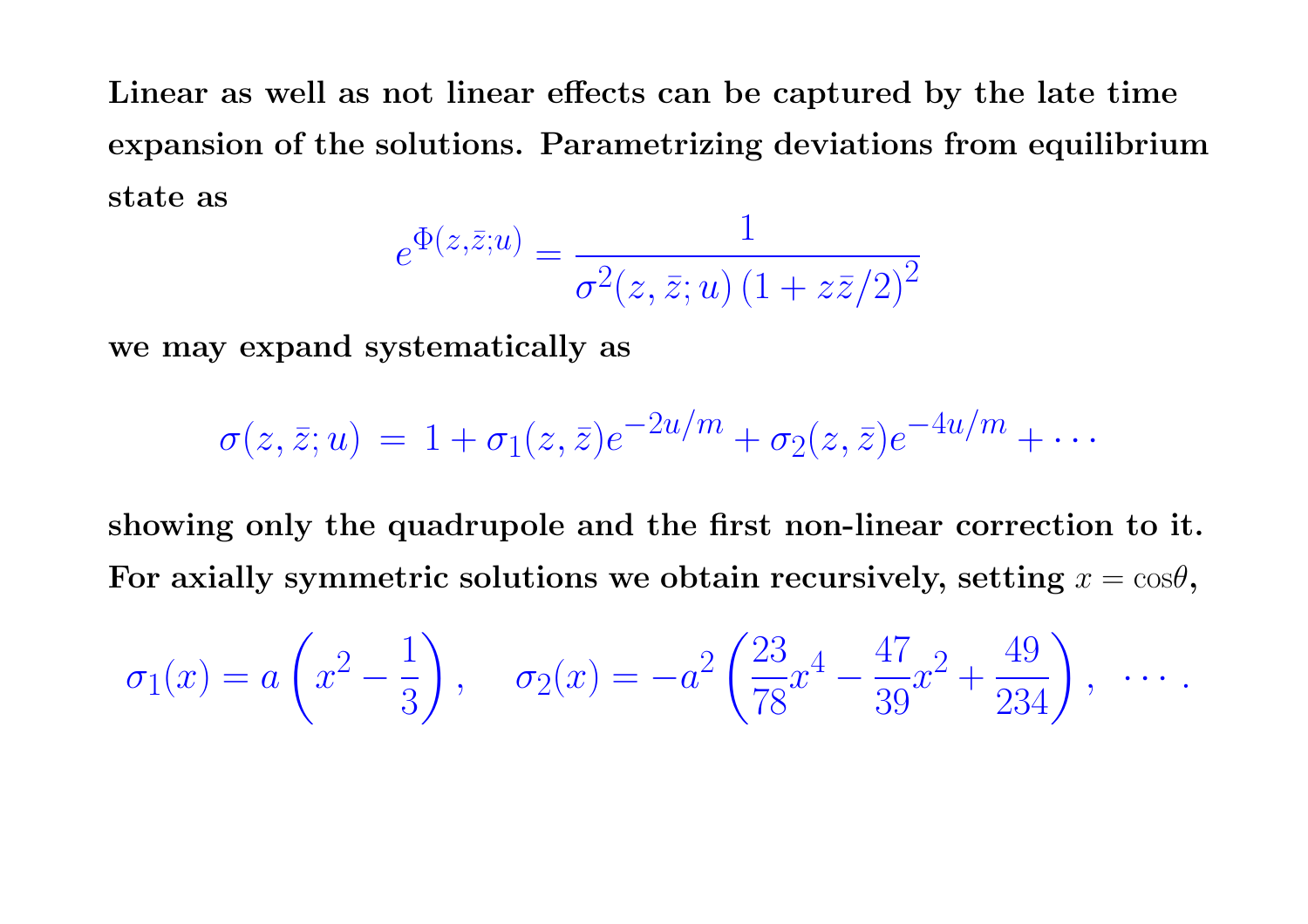**Linear as well as not linear effects can be captured by the late time expansion of the solutions. Parametrizing deviations from equilibrium state as**

$$e^{\Phi(z,\bar{z};u)} = \frac{1}{\sigma^2(z,\bar{z};u)\left(1 + z\bar{z}/2\right)^2}$$

**we may expand systematically as**

$$\sigma(z,\bar{z};u) \,=\, 1 + \sigma_1(z,\bar{z})e^{-2u/m} + \sigma_2(z,\bar{z})e^{-4u/m} + \cdots$$

**showing only the quadrupole and the first non-linear correction to it. For axially symmetric solutions we obtain recursively, setting** $x = \cos\theta$,

$$\sigma_1(x) = a\left(x^2 - \frac{1}{3}\right), \quad \sigma_2(x) = -a^2\left(\frac{23}{78}x^4 - \frac{47}{39}x^2 + \frac{49}{234}\right), \;\; \cdots .$$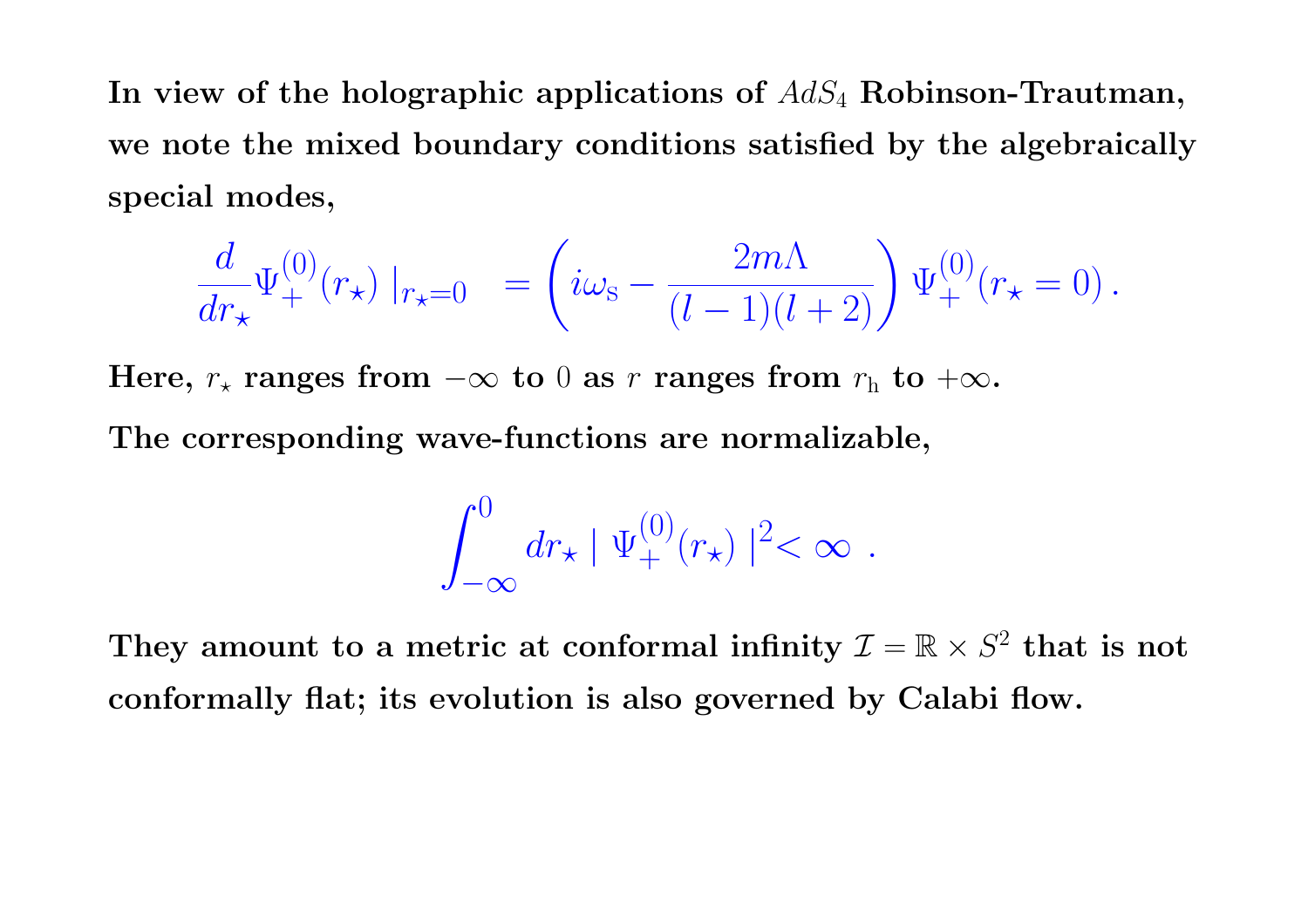**In view of the holographic applications of $AdS_4$ Robinson-Trautman, we note the mixed boundary conditions satisfied by the algebraically special modes,**

$$\frac{d}{dr_\star}\Psi_+^{(0)}(r_\star)\mid_{r_\star=0} \quad = \left(i\omega_{\rm S} - \frac{2m\Lambda}{(l-1)(l+2)}\right)\Psi_+^{(0)}(r_\star = 0)\,.$$

**Here, $r_\star$ ranges from $-\infty$ to $0$ as $r$ ranges from $r_{\rm h}$ to $+\infty$.**

**The corresponding wave-functions are normalizable,**

$$\int_{-\infty}^{0} dr_\star \mid \Psi_+^{(0)}(r_\star) \mid^2 < \infty \ .$$

**They amount to a metric at conformal infinity $\mathcal{I} = \mathbb{R} \times S^2$ that is not conformally flat; its evolution is also governed by Calabi flow.**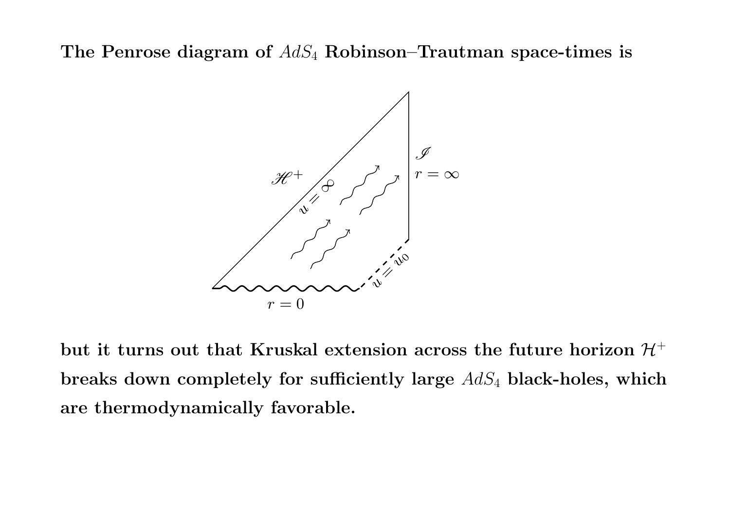**The Penrose diagram of $AdS_4$ Robinson–Trautman space-times is**

**but it turns out that Kruskal extension across the future horizon $\mathcal{H}^+$ breaks down completely for sufficiently large $AdS_4$ black-holes, which are thermodynamically favorable.**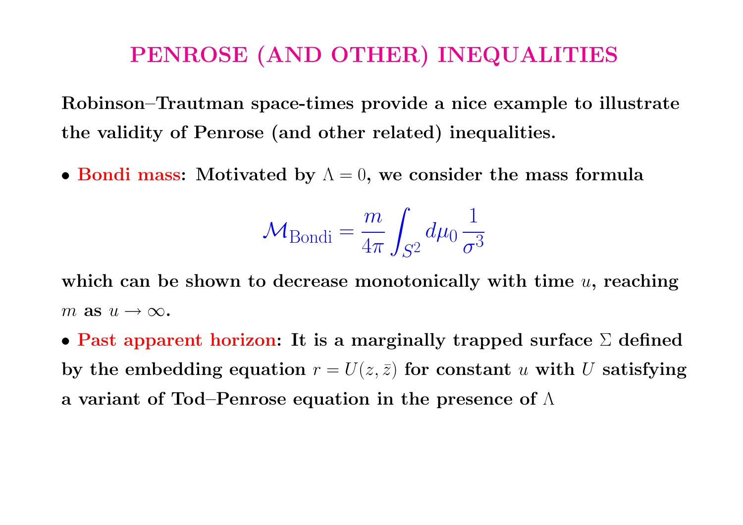# PENROSE (AND OTHER) INEQUALITIES

**Robinson–Trautman space-times provide a nice example to illustrate the validity of Penrose (and other related) inequalities.**

- **Bondi mass: Motivated by $\Lambda = 0$, we consider the mass formula**

$$\mathcal{M}_{\text{Bondi}} = \frac{m}{4\pi} \int_{S^2} d\mu_0 \, \frac{1}{\sigma^3}$$

**which can be shown to decrease monotonically with time $u$, reaching $m$ as $u \to \infty$.**

- **Past apparent horizon: It is a marginally trapped surface $\Sigma$ defined by the embedding equation $r = U(z, \bar{z})$ for constant $u$ with $U$ satisfying a variant of Tod–Penrose equation in the presence of $\Lambda$**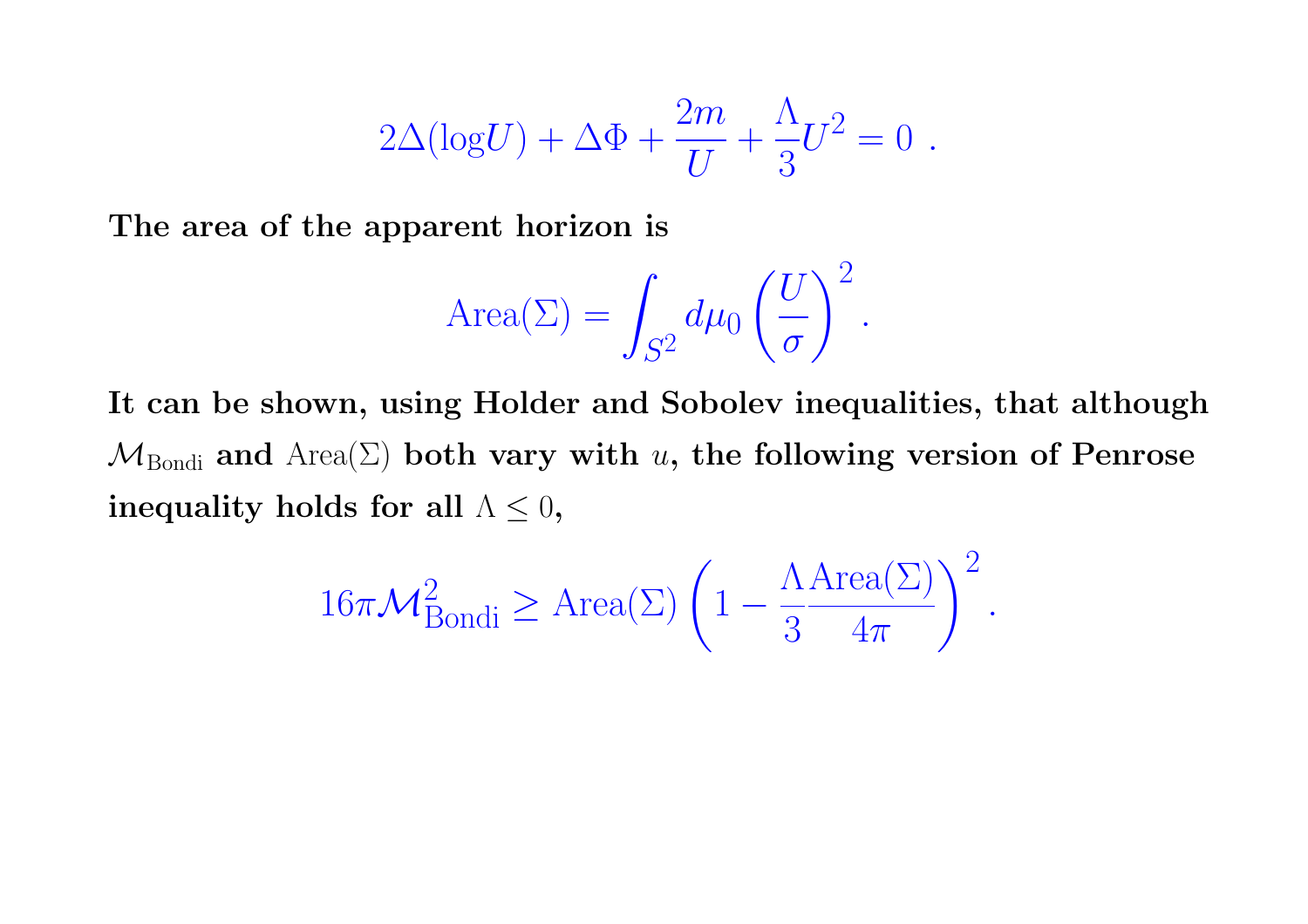$$2\Delta(\log U) + \Delta\Phi + \frac{2m}{U} + \frac{\Lambda}{3}U^2 = 0 \ .$$

**The area of the apparent horizon is**

$$\text{Area}(\Sigma) = \int_{S^2} d\mu_0 \left(\frac{U}{\sigma}\right)^2 .$$

**It can be shown, using Holder and Sobolev inequalities, that although $\mathcal{M}_{\text{Bondi}}$ and $\text{Area}(\Sigma)$ both vary with $u$, the following version of Penrose inequality holds for all $\Lambda \leq 0$,**

$$16\pi\mathcal{M}^2_{\text{Bondi}} \geq \text{Area}(\Sigma)\left(1 - \frac{\Lambda}{3}\frac{\text{Area}(\Sigma)}{4\pi}\right)^2 .$$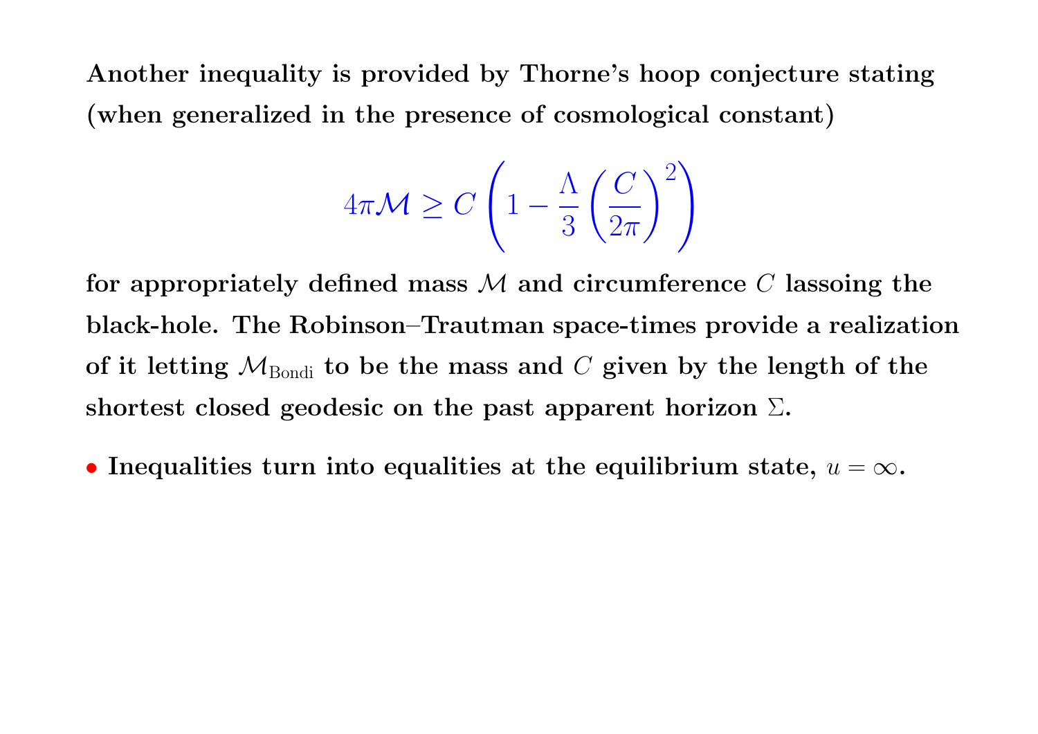**Another inequality is provided by Thorne's hoop conjecture stating (when generalized in the presence of cosmological constant)**

$$4\pi\mathcal{M} \geq C\left(1 - \frac{\Lambda}{3}\left(\frac{C}{2\pi}\right)^2\right)$$

**for appropriately defined mass $\mathcal{M}$ and circumference $C$ lassoing the black-hole. The Robinson–Trautman space-times provide a realization of it letting $\mathcal{M}_{\text{Bondi}}$ to be the mass and $C$ given by the length of the shortest closed geodesic on the past apparent horizon $\Sigma$.**

- **Inequalities turn into equalities at the equilibrium state, $u = \infty$.**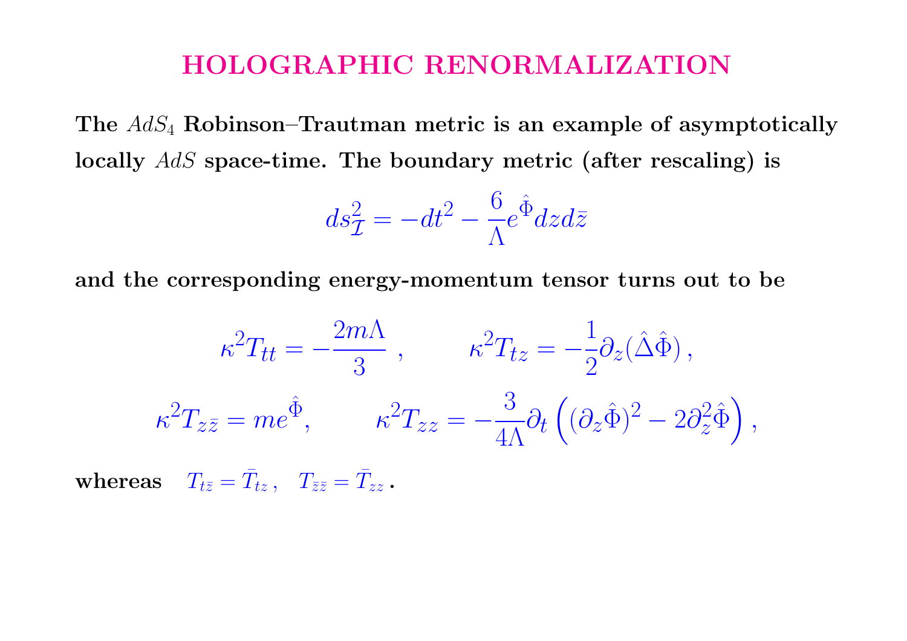# HOLOGRAPHIC RENORMALIZATION

**The $AdS_4$ Robinson–Trautman metric is an example of asymptotically locally $AdS$ space-time. The boundary metric (after rescaling) is**

$$ds^2_{\mathcal{I}} = -dt^2 - \frac{6}{\Lambda} e^{\hat{\Phi}} dz d\bar{z}$$

**and the corresponding energy-momentum tensor turns out to be**

$$\kappa^2 T_{tt} = -\frac{2m\Lambda}{3} \, , \qquad \kappa^2 T_{tz} = -\frac{1}{2} \partial_z (\hat{\Delta} \hat{\Phi}) \, ,$$

$$\kappa^2 T_{z\bar{z}} = m e^{\hat{\Phi}}, \qquad \kappa^2 T_{zz} = -\frac{3}{4\Lambda} \partial_t \left( (\partial_z \hat{\Phi})^2 - 2 \partial_z^2 \hat{\Phi} \right) ,$$

**whereas** $T_{t\bar{z}} = \bar{T}_{tz} \, , \quad T_{\bar{z}\bar{z}} = \bar{T}_{zz}$ **.**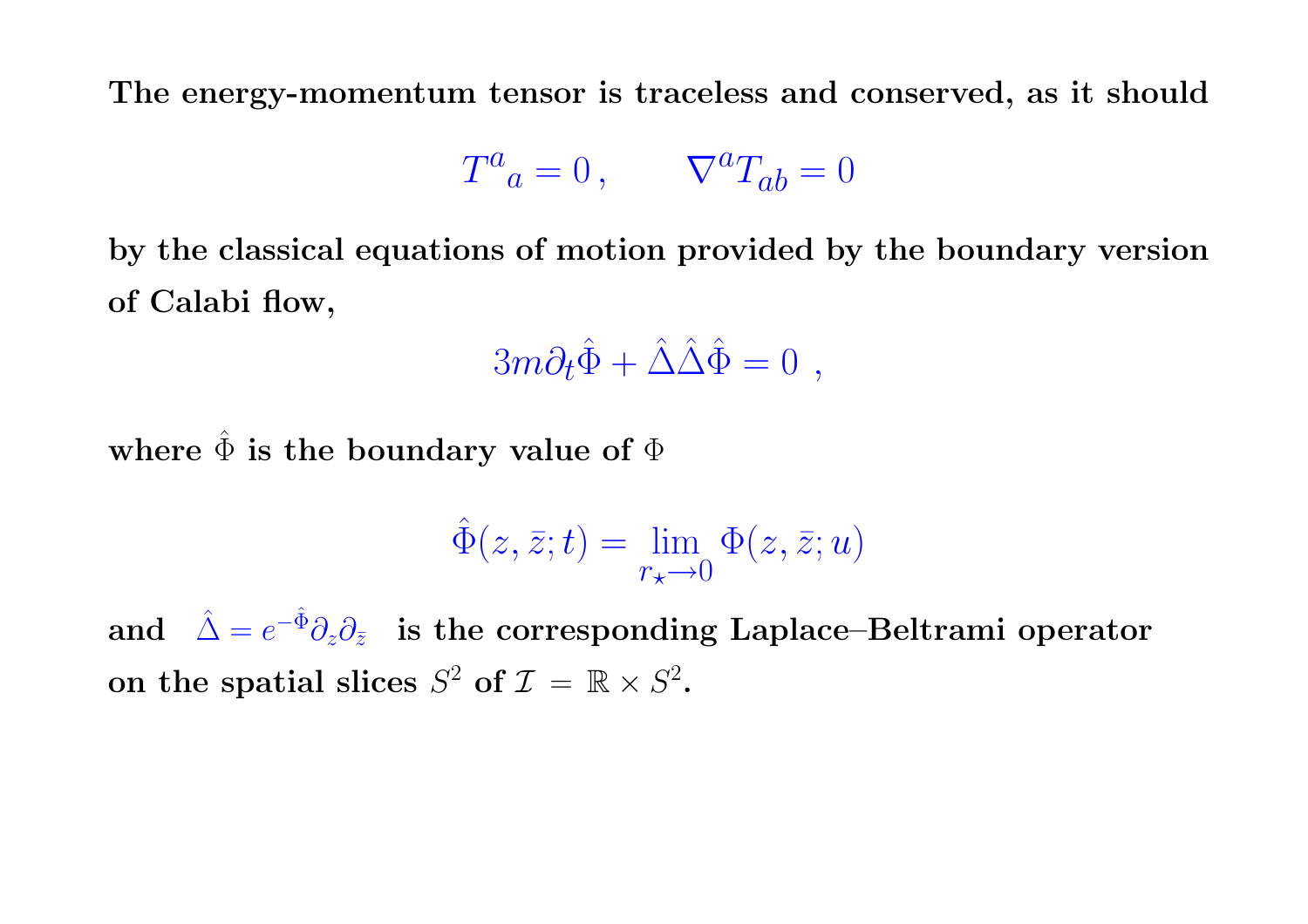**The energy-momentum tensor is traceless and conserved, as it should**

$$T^{a}{}_{a} = 0\,, \qquad \nabla^{a} T_{ab} = 0$$

**by the classical equations of motion provided by the boundary version of Calabi flow,**

$$3m\partial_t \hat{\Phi} + \hat{\Delta}\hat{\Delta}\hat{\Phi} = 0 \ ,$$

**where $\hat{\Phi}$ is the boundary value of $\Phi$**

$$\hat{\Phi}(z, \bar{z}; t) = \lim_{r_\star \to 0} \Phi(z, \bar{z}; u)$$

**and** $\hat{\Delta} = e^{-\hat{\Phi}} \partial_z \partial_{\bar{z}}$ **is the corresponding Laplace–Beltrami operator on the spatial slices $S^2$ of $\mathcal{I} = \mathbb{R} \times S^2$.**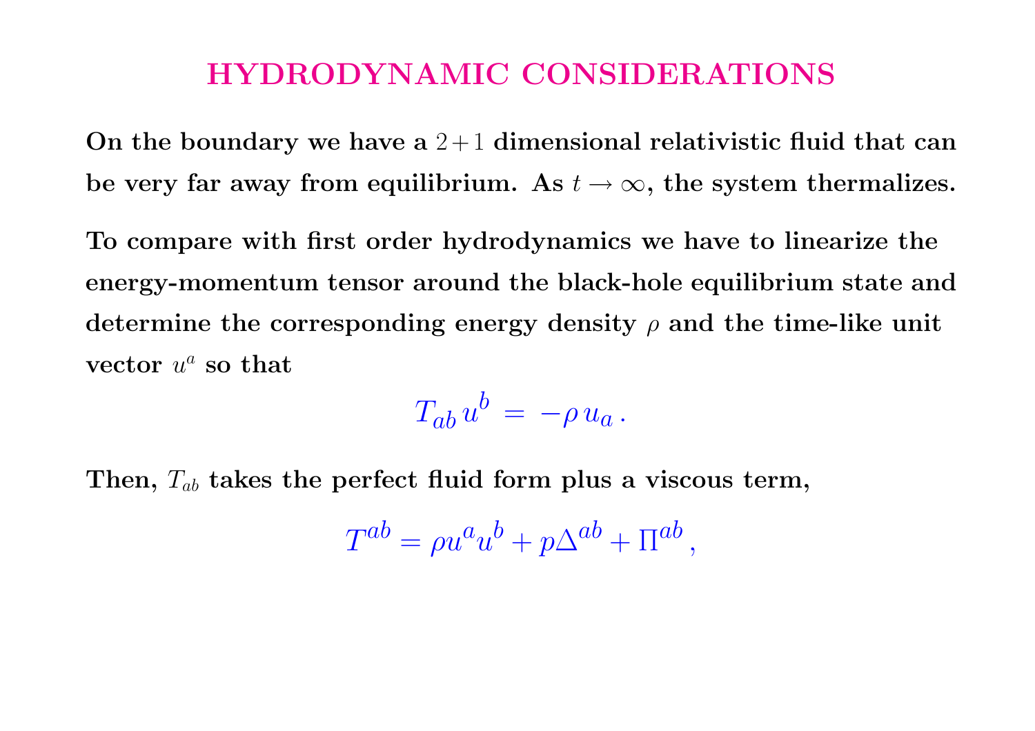# HYDRODYNAMIC CONSIDERATIONS

**On the boundary we have a $2+1$ dimensional relativistic fluid that can be very far away from equilibrium. As $t \to \infty$, the system thermalizes.**

**To compare with first order hydrodynamics we have to linearize the energy-momentum tensor around the black-hole equilibrium state and determine the corresponding energy density $\rho$ and the time-like unit vector $u^a$ so that**

$$T_{ab}\, u^b \,=\, -\rho\, u_a\,.$$

**Then, $T_{ab}$ takes the perfect fluid form plus a viscous term,**

$$T^{ab} = \rho u^a u^b + p\Delta^{ab} + \Pi^{ab}\,,$$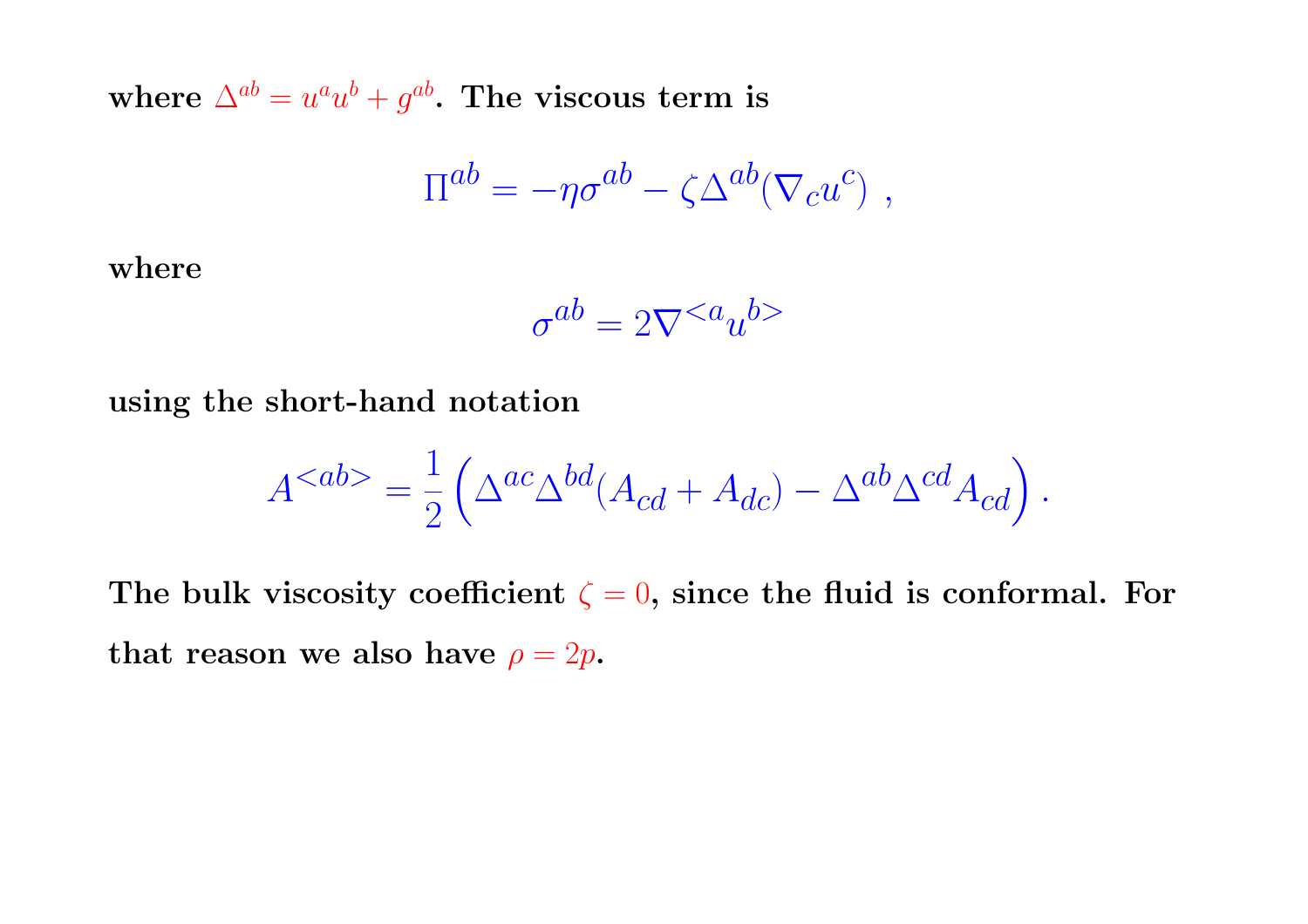**where $\Delta^{ab} = u^a u^b + g^{ab}$. The viscous term is**

$$\Pi^{ab} = -\eta\sigma^{ab} - \zeta\Delta^{ab}(\nabla_c u^c) \ ,$$

**where**

$$\sigma^{ab} = 2\nabla^{<a} u^{b>}$$

**using the short-hand notation**

$$A^{<ab>} = \frac{1}{2}\left(\Delta^{ac}\Delta^{bd}(A_{cd} + A_{dc}) - \Delta^{ab}\Delta^{cd}A_{cd}\right).$$

**The bulk viscosity coefficient $\zeta = 0$, since the fluid is conformal. For that reason we also have $\rho = 2p$.**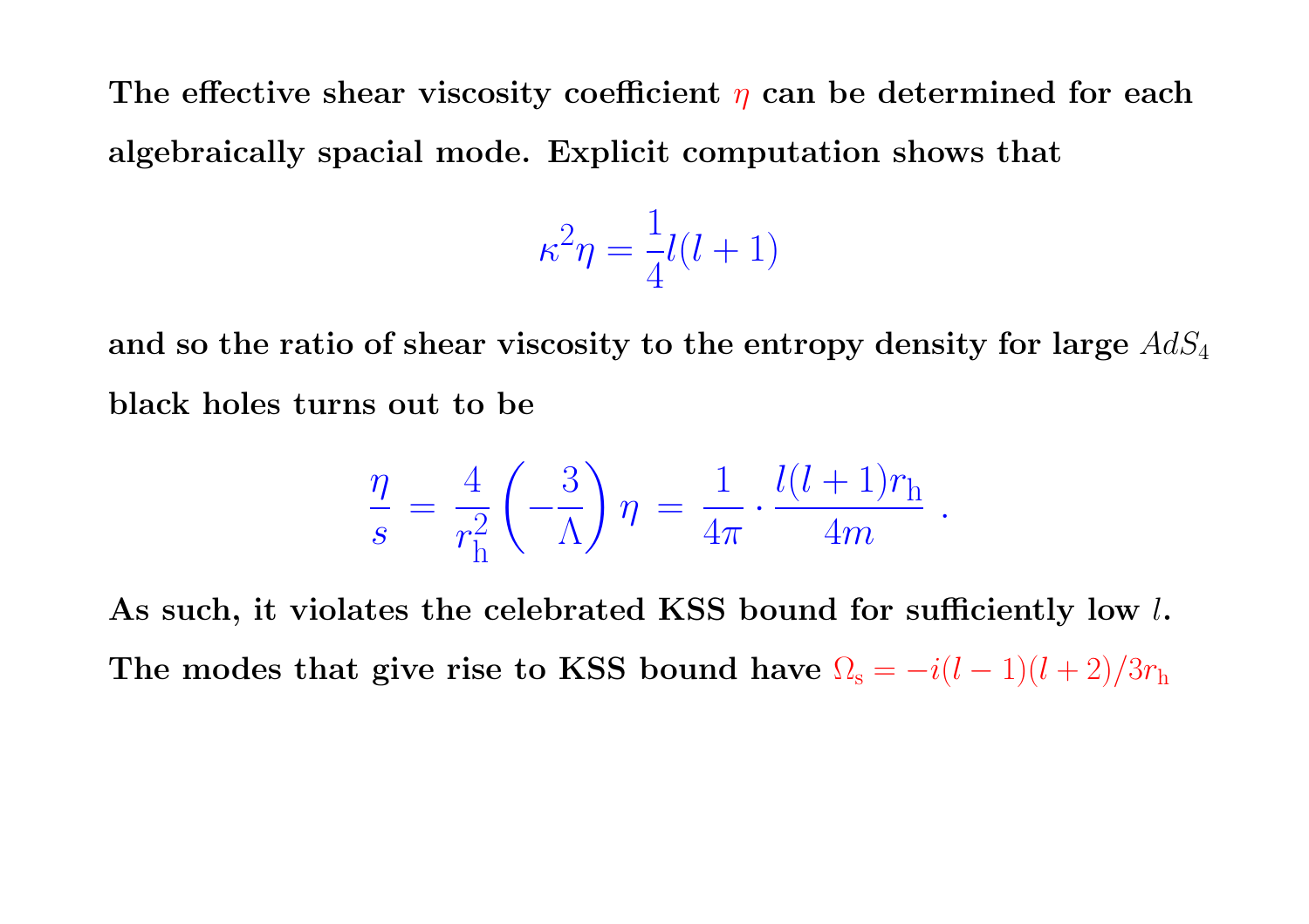**The effective shear viscosity coefficient $\eta$ can be determined for each algebraically spacial mode. Explicit computation shows that**

$$\kappa^2 \eta = \frac{1}{4} l(l+1)$$

**and so the ratio of shear viscosity to the entropy density for large $AdS_4$ black holes turns out to be**

$$\frac{\eta}{s} = \frac{4}{r_{\rm h}^2} \left( -\frac{3}{\Lambda} \right) \eta = \frac{1}{4\pi} \cdot \frac{l(l+1) r_{\rm h}}{4m} \ .$$

**As such, it violates the celebrated KSS bound for sufficiently low $l$. The modes that give rise to KSS bound have $\Omega_{\rm s} = -i(l-1)(l+2)/3r_{\rm h}$**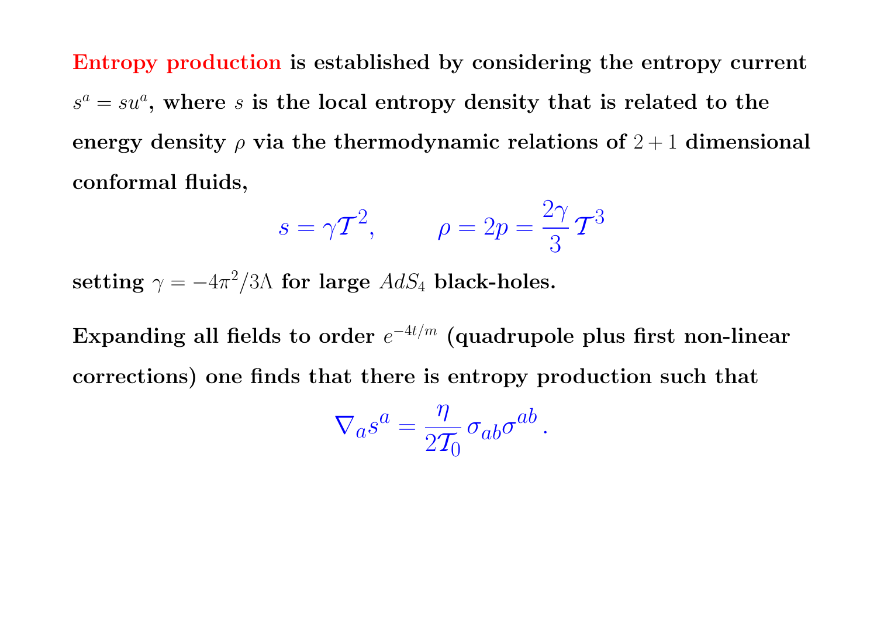**Entropy production is established by considering the entropy current $s^a = su^a$, where $s$ is the local entropy density that is related to the energy density $\rho$ via the thermodynamic relations of $2+1$ dimensional conformal fluids,**

$$s = \gamma \mathcal{T}^2, \qquad \rho = 2p = \frac{2\gamma}{3}\,\mathcal{T}^3$$

**setting $\gamma = -4\pi^2/3\Lambda$ for large $AdS_4$ black-holes.**

**Expanding all fields to order $e^{-4t/m}$ (quadrupole plus first non-linear corrections) one finds that there is entropy production such that**

$$\nabla_a s^a = \frac{\eta}{2\mathcal{T}_0}\,\sigma_{ab}\sigma^{ab}\,.$$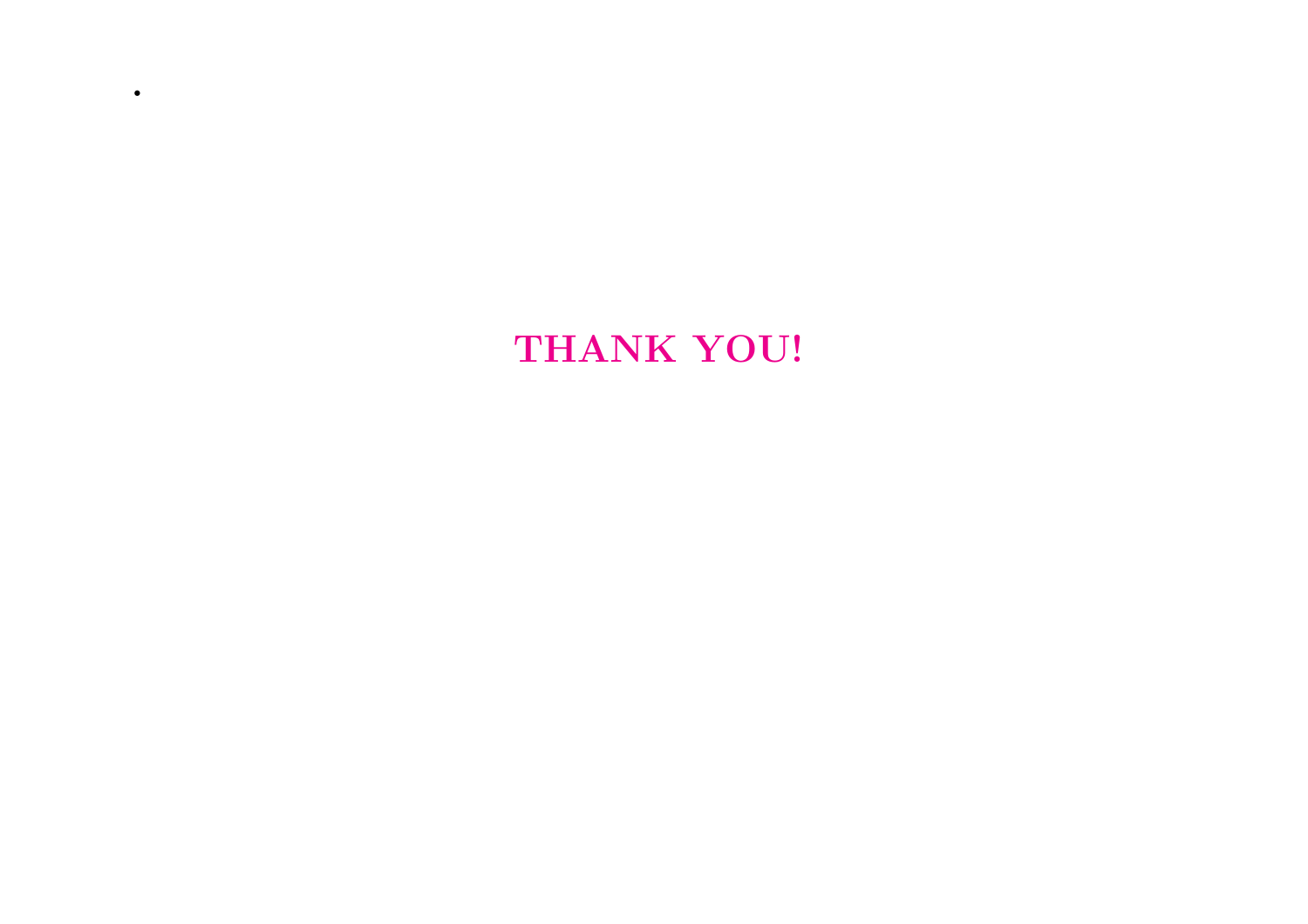- 

**THANK YOU!**